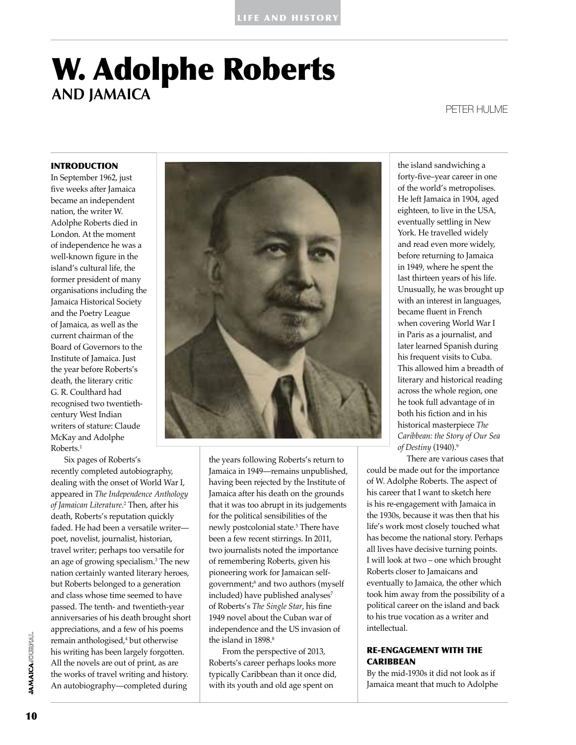# W. Adolphe Roberts
## AND JAMAICA

PETER HULME

### INTRODUCTION

In September 1962, just five weeks after Jamaica became an independent nation, the writer W. Adolphe Roberts died in London. At the moment of independence he was a well-known figure in the island's cultural life, the former president of many organisations including the Jamaica Historical Society and the Poetry League of Jamaica, as well as the current chairman of the Board of Governors to the Institute of Jamaica. Just the year before Roberts's death, the literary critic G. R. Coulthard had recognised two twentieth-century West Indian writers of stature: Claude McKay and Adolphe Roberts.[1]

Six pages of Roberts's recently completed autobiography, dealing with the onset of World War I, appeared in *The Independence Anthology of Jamaican Literature*.[2] Then, after his death, Roberts's reputation quickly faded. He had been a versatile writer—poet, novelist, journalist, historian, travel writer; perhaps too versatile for an age of growing specialism.[3] The new nation certainly wanted literary heroes, but Roberts belonged to a generation and class whose time seemed to have passed. The tenth- and twentieth-year anniversaries of his death brought short appreciations, and a few of his poems remain anthologised,[4] but otherwise his writing has been largely forgotten. All the novels are out of print, as are the works of travel writing and history. An autobiography—completed during the years following Roberts's return to Jamaica in 1949—remains unpublished, having been rejected by the Institute of Jamaica after his death on the grounds that it was too abrupt in its judgements for the political sensibilities of the newly postcolonial state.[5] There have been a few recent stirrings. In 2011, two journalists noted the importance of remembering Roberts, given his pioneering work for Jamaican self-government;[6] and two authors (myself included) have published analyses[7] of Roberts's *The Single Star*, his fine 1949 novel about the Cuban war of independence and the US invasion of the island in 1898.[8]

From the perspective of 2013, Roberts's career perhaps looks more typically Caribbean than it once did, with its youth and old age spent on the island sandwiching a forty-five–year career in one of the world's metropolises. He left Jamaica in 1904, aged eighteen, to live in the USA, eventually settling in New York. He travelled widely and read even more widely, before returning to Jamaica in 1949, where he spent the last thirteen years of his life. Unusually, he was brought up with an interest in languages, became fluent in French when covering World War I in Paris as a journalist, and later learned Spanish during his frequent visits to Cuba. This allowed him a breadth of literary and historical reading across the whole region, one he took full advantage of in both his fiction and in his historical masterpiece *The Caribbean: the Story of Our Sea of Destiny* (1940).[9]

There are various cases that could be made out for the importance of W. Adolphe Roberts. The aspect of his career that I want to sketch here is his re-engagement with Jamaica in the 1930s, because it was then that his life's work most closely touched what has become the national story. Perhaps all lives have decisive turning points. I will look at two – one which brought Roberts closer to Jamaicans and eventually to Jamaica, the other which took him away from the possibility of a political career on the island and back to his true vocation as a writer and intellectual.

### RE-ENGAGEMENT WITH THE CARIBBEAN

By the mid-1930s it did not look as if Jamaica meant that much to Adolphe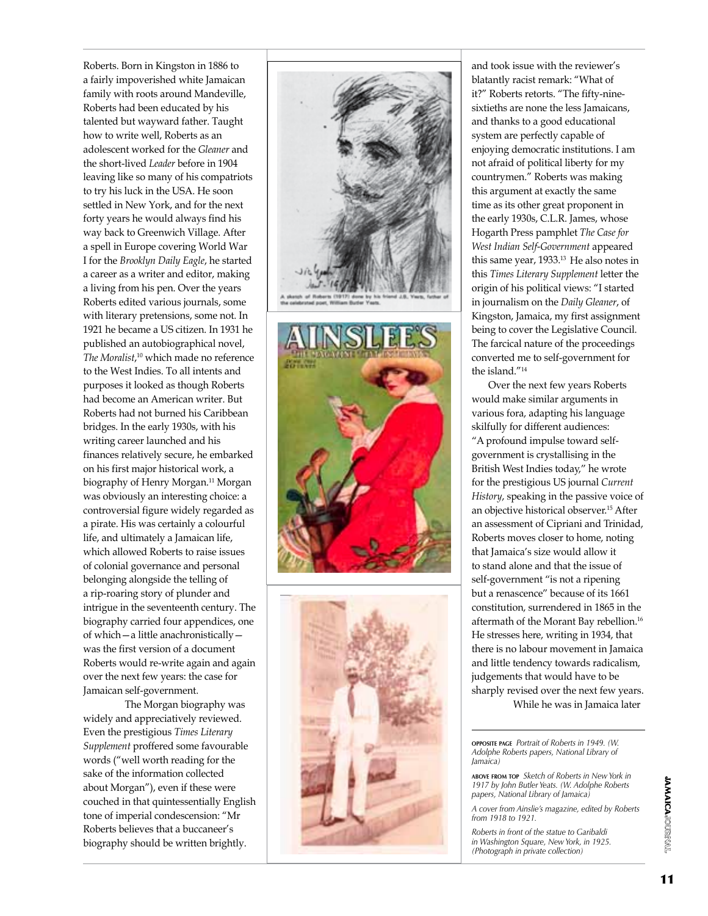Roberts. Born in Kingston in 1886 to a fairly impoverished white Jamaican family with roots around Mandeville, Roberts had been educated by his talented but wayward father. Taught how to write well, Roberts as an adolescent worked for the *Gleaner* and the short-lived *Leader* before in 1904 leaving like so many of his compatriots to try his luck in the USA. He soon settled in New York, and for the next forty years he would always find his way back to Greenwich Village. After a spell in Europe covering World War I for the *Brooklyn Daily Eagle*, he started a career as a writer and editor, making a living from his pen. Over the years Roberts edited various journals, some with literary pretensions, some not. In 1921 he became a US citizen. In 1931 he published an autobiographical novel, *The Moralist*,[10] which made no reference to the West Indies. To all intents and purposes it looked as though Roberts had become an American writer. But Roberts had not burned his Caribbean bridges. In the early 1930s, with his writing career launched and his finances relatively secure, he embarked on his first major historical work, a biography of Henry Morgan.[11] Morgan was obviously an interesting choice: a controversial figure widely regarded as a pirate. His was certainly a colourful life, and ultimately a Jamaican life, which allowed Roberts to raise issues of colonial governance and personal belonging alongside the telling of a rip-roaring story of plunder and intrigue in the seventeenth century. The biography carried four appendices, one of which—a little anachronistically—was the first version of a document Roberts would re-write again and again over the next few years: the case for Jamaican self-government.

The Morgan biography was widely and appreciatively reviewed. Even the prestigious *Times Literary Supplement* proffered some favourable words ("well worth reading for the sake of the information collected about Morgan"), even if these were couched in that quintessentially English tone of imperial condescension: "Mr Roberts believes that a buccaneer's biography should be written brightly.

and took issue with the reviewer's blatantly racist remark: "What of it?" Roberts retorts. "The fifty-nine-sixtieths are none the less Jamaicans, and thanks to a good educational system are perfectly capable of enjoying democratic institutions. I am not afraid of political liberty for my countrymen." Roberts was making this argument at exactly the same time as its other great proponent in the early 1930s, C.L.R. James, whose Hogarth Press pamphlet *The Case for West Indian Self-Government* appeared this same year, 1933.[13] He also notes in this *Times Literary Supplement* letter the origin of his political views: "I started in journalism on the *Daily Gleaner*, of Kingston, Jamaica, my first assignment being to cover the Legislative Council. The farcical nature of the proceedings converted me to self-government for the island."[14]

Over the next few years Roberts would make similar arguments in various fora, adapting his language skilfully for different audiences: "A profound impulse toward self-government is crystallising in the British West Indies today," he wrote for the prestigious US journal *Current History*, speaking in the passive voice of an objective historical observer.[15] After an assessment of Cipriani and Trinidad, Roberts moves closer to home, noting that Jamaica's size would allow it to stand alone and that the issue of self-government "is not a ripening but a renascence" because of its 1661 constitution, surrendered in 1865 in the aftermath of the Morant Bay rebellion.[16] He stresses here, writing in 1934, that there is no labour movement in Jamaica and little tendency towards radicalism, judgements that would have to be sharply revised over the next few years.

While he was in Jamaica later

**OPPOSITE PAGE** *Portrait of Roberts in 1949. (W. Adolphe Roberts papers, National Library of Jamaica)*

**ABOVE FROM TOP** *Sketch of Roberts in New York in 1917 by John Butler Yeats. (W. Adolphe Roberts papers, National Library of Jamaica)*

*A cover from Ainslie's magazine, edited by Roberts from 1918 to 1921.*

*Roberts in front of the statue to Garibaldi in Washington Square, New York, in 1925. (Photograph in private collection)*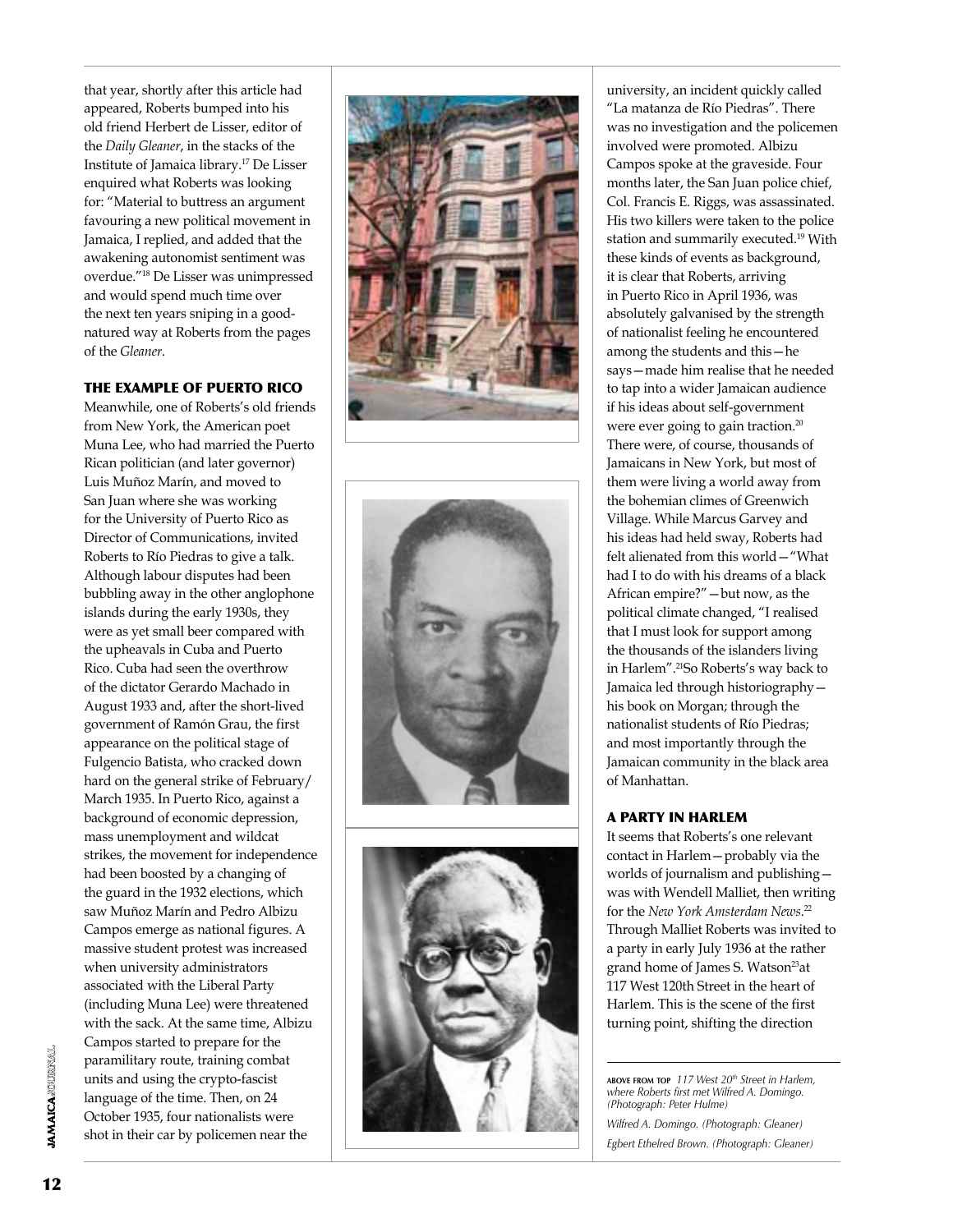that year, shortly after this article had appeared, Roberts bumped into his old friend Herbert de Lisser, editor of the *Daily Gleaner*, in the stacks of the Institute of Jamaica library.[17] De Lisser enquired what Roberts was looking for: "Material to buttress an argument favouring a new political movement in Jamaica, I replied, and added that the awakening autonomist sentiment was overdue."[18] De Lisser was unimpressed and would spend much time over the next ten years sniping in a good-natured way at Roberts from the pages of the *Gleaner*.

## THE EXAMPLE OF PUERTO RICO

Meanwhile, one of Roberts's old friends from New York, the American poet Muna Lee, who had married the Puerto Rican politician (and later governor) Luis Muñoz Marín, and moved to San Juan where she was working for the University of Puerto Rico as Director of Communications, invited Roberts to Río Piedras to give a talk. Although labour disputes had been bubbling away in the other anglophone islands during the early 1930s, they were as yet small beer compared with the upheavals in Cuba and Puerto Rico. Cuba had seen the overthrow of the dictator Gerardo Machado in August 1933 and, after the short-lived government of Ramón Grau, the first appearance on the political stage of Fulgencio Batista, who cracked down hard on the general strike of February/March 1935. In Puerto Rico, against a background of economic depression, mass unemployment and wildcat strikes, the movement for independence had been boosted by a changing of the guard in the 1932 elections, which saw Muñoz Marín and Pedro Albizu Campos emerge as national figures. A massive student protest was increased when university administrators associated with the Liberal Party (including Muna Lee) were threatened with the sack. At the same time, Albizu Campos started to prepare for the paramilitary route, training combat units and using the crypto-fascist language of the time. Then, on 24 October 1935, four nationalists were shot in their car by policemen near the university, an incident quickly called "La matanza de Río Piedras". There was no investigation and the policemen involved were promoted. Albizu Campos spoke at the graveside. Four months later, the San Juan police chief, Col. Francis E. Riggs, was assassinated. His two killers were taken to the police station and summarily executed.[19] With these kinds of events as background, it is clear that Roberts, arriving in Puerto Rico in April 1936, was absolutely galvanised by the strength of nationalist feeling he encountered among the students and this—he says—made him realise that he needed to tap into a wider Jamaican audience if his ideas about self-government were ever going to gain traction.[20] There were, of course, thousands of Jamaicans in New York, but most of them were living a world away from the bohemian climes of Greenwich Village. While Marcus Garvey and his ideas had held sway, Roberts had felt alienated from this world—"What had I to do with his dreams of a black African empire?"—but now, as the political climate changed, "I realised that I must look for support among the thousands of the islanders living in Harlem".[21] So Roberts's way back to Jamaica led through historiography—his book on Morgan; through the nationalist students of Río Piedras; and most importantly through the Jamaican community in the black area of Manhattan.

## A PARTY IN HARLEM

It seems that Roberts's one relevant contact in Harlem—probably via the worlds of journalism and publishing—was with Wendell Malliet, then writing for the *New York Amsterdam News*.[22] Through Malliet Roberts was invited to a party in early July 1936 at the rather grand home of James S. Watson[23] at 117 West 120th Street in the heart of Harlem. This is the scene of the first turning point, shifting the direction

**ABOVE FROM TOP** *117 West 20th Street in Harlem, where Roberts first met Wilfred A. Domingo. (Photograph: Peter Hulme)*

*Wilfred A. Domingo. (Photograph: Gleaner)*

*Egbert Ethelred Brown. (Photograph: Gleaner)*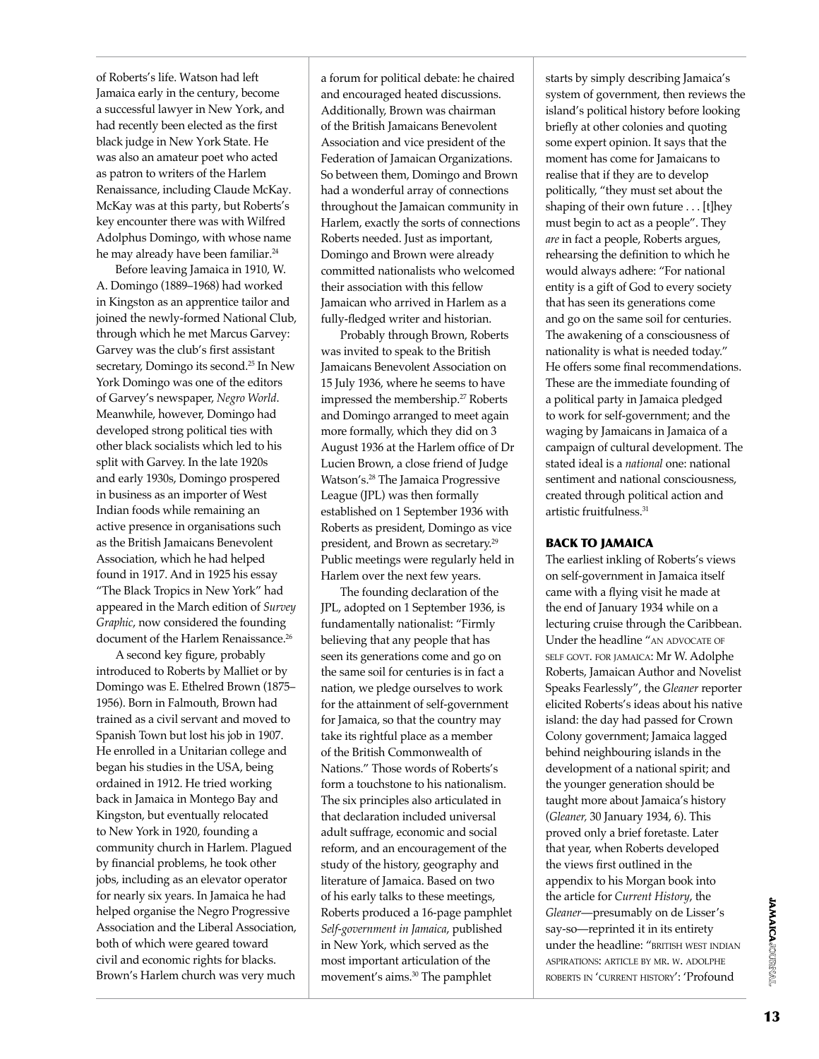of Roberts's life. Watson had left Jamaica early in the century, become a successful lawyer in New York, and had recently been elected as the first black judge in New York State. He was also an amateur poet who acted as patron to writers of the Harlem Renaissance, including Claude McKay. McKay was at this party, but Roberts's key encounter there was with Wilfred Adolphus Domingo, with whose name he may already have been familiar.[24]

Before leaving Jamaica in 1910, W. A. Domingo (1889–1968) had worked in Kingston as an apprentice tailor and joined the newly-formed National Club, through which he met Marcus Garvey: Garvey was the club's first assistant secretary, Domingo its second.[25] In New York Domingo was one of the editors of Garvey's newspaper, *Negro World*. Meanwhile, however, Domingo had developed strong political ties with other black socialists which led to his split with Garvey. In the late 1920s and early 1930s, Domingo prospered in business as an importer of West Indian foods while remaining an active presence in organisations such as the British Jamaicans Benevolent Association, which he had helped found in 1917. And in 1925 his essay "The Black Tropics in New York" had appeared in the March edition of *Survey Graphic*, now considered the founding document of the Harlem Renaissance.[26]

A second key figure, probably introduced to Roberts by Malliet or by Domingo was E. Ethelred Brown (1875–1956). Born in Falmouth, Brown had trained as a civil servant and moved to Spanish Town but lost his job in 1907. He enrolled in a Unitarian college and began his studies in the USA, being ordained in 1912. He tried working back in Jamaica in Montego Bay and Kingston, but eventually relocated to New York in 1920, founding a community church in Harlem. Plagued by financial problems, he took other jobs, including as an elevator operator for nearly six years. In Jamaica he had helped organise the Negro Progressive Association and the Liberal Association, both of which were geared toward civil and economic rights for blacks. Brown's Harlem church was very much a forum for political debate: he chaired and encouraged heated discussions. Additionally, Brown was chairman of the British Jamaicans Benevolent Association and vice president of the Federation of Jamaican Organizations. So between them, Domingo and Brown had a wonderful array of connections throughout the Jamaican community in Harlem, exactly the sorts of connections Roberts needed. Just as important, Domingo and Brown were already committed nationalists who welcomed their association with this fellow Jamaican who arrived in Harlem as a fully-fledged writer and historian.

Probably through Brown, Roberts was invited to speak to the British Jamaicans Benevolent Association on 15 July 1936, where he seems to have impressed the membership.[27] Roberts and Domingo arranged to meet again more formally, which they did on 3 August 1936 at the Harlem office of Dr Lucien Brown, a close friend of Judge Watson's.[28] The Jamaica Progressive League (JPL) was then formally established on 1 September 1936 with Roberts as president, Domingo as vice president, and Brown as secretary.[29] Public meetings were regularly held in Harlem over the next few years.

The founding declaration of the JPL, adopted on 1 September 1936, is fundamentally nationalist: "Firmly believing that any people that has seen its generations come and go on the same soil for centuries is in fact a nation, we pledge ourselves to work for the attainment of self-government for Jamaica, so that the country may take its rightful place as a member of the British Commonwealth of Nations." Those words of Roberts's form a touchstone to his nationalism. The six principles also articulated in that declaration included universal adult suffrage, economic and social reform, and an encouragement of the study of the history, geography and literature of Jamaica. Based on two of his early talks to these meetings, Roberts produced a 16-page pamphlet *Self-government in Jamaica*, published in New York, which served as the most important articulation of the movement's aims.[30] The pamphlet starts by simply describing Jamaica's system of government, then reviews the island's political history before looking briefly at other colonies and quoting some expert opinion. It says that the moment has come for Jamaicans to realise that if they are to develop politically, "they must set about the shaping of their own future . . . [t]hey must begin to act as a people". They *are* in fact a people, Roberts argues, rehearsing the definition to which he would always adhere: "For national entity is a gift of God to every society that has seen its generations come and go on the same soil for centuries. The awakening of a consciousness of nationality is what is needed today." He offers some final recommendations. These are the immediate founding of a political party in Jamaica pledged to work for self-government; and the waging by Jamaicans in Jamaica of a campaign of cultural development. The stated ideal is a *national* one: national sentiment and national consciousness, created through political action and artistic fruitfulness.[31]

## BACK TO JAMAICA

The earliest inkling of Roberts's views on self-government in Jamaica itself came with a flying visit he made at the end of January 1934 while on a lecturing cruise through the Caribbean. Under the headline "AN ADVOCATE OF SELF GOVT. FOR JAMAICA: Mr W. Adolphe Roberts, Jamaican Author and Novelist Speaks Fearlessly", the *Gleaner* reporter elicited Roberts's ideas about his native island: the day had passed for Crown Colony government; Jamaica lagged behind neighbouring islands in the development of a national spirit; and the younger generation should be taught more about Jamaica's history (*Gleaner*, 30 January 1934, 6). This proved only a brief foretaste. Later that year, when Roberts developed the views first outlined in the appendix to his Morgan book into the article for *Current History*, the *Gleaner*—presumably on de Lisser's say-so—reprinted it in its entirety under the headline: "BRITISH WEST INDIAN ASPIRATIONS: ARTICLE BY MR. W. ADOLPHE ROBERTS IN 'CURRENT HISTORY': 'Profound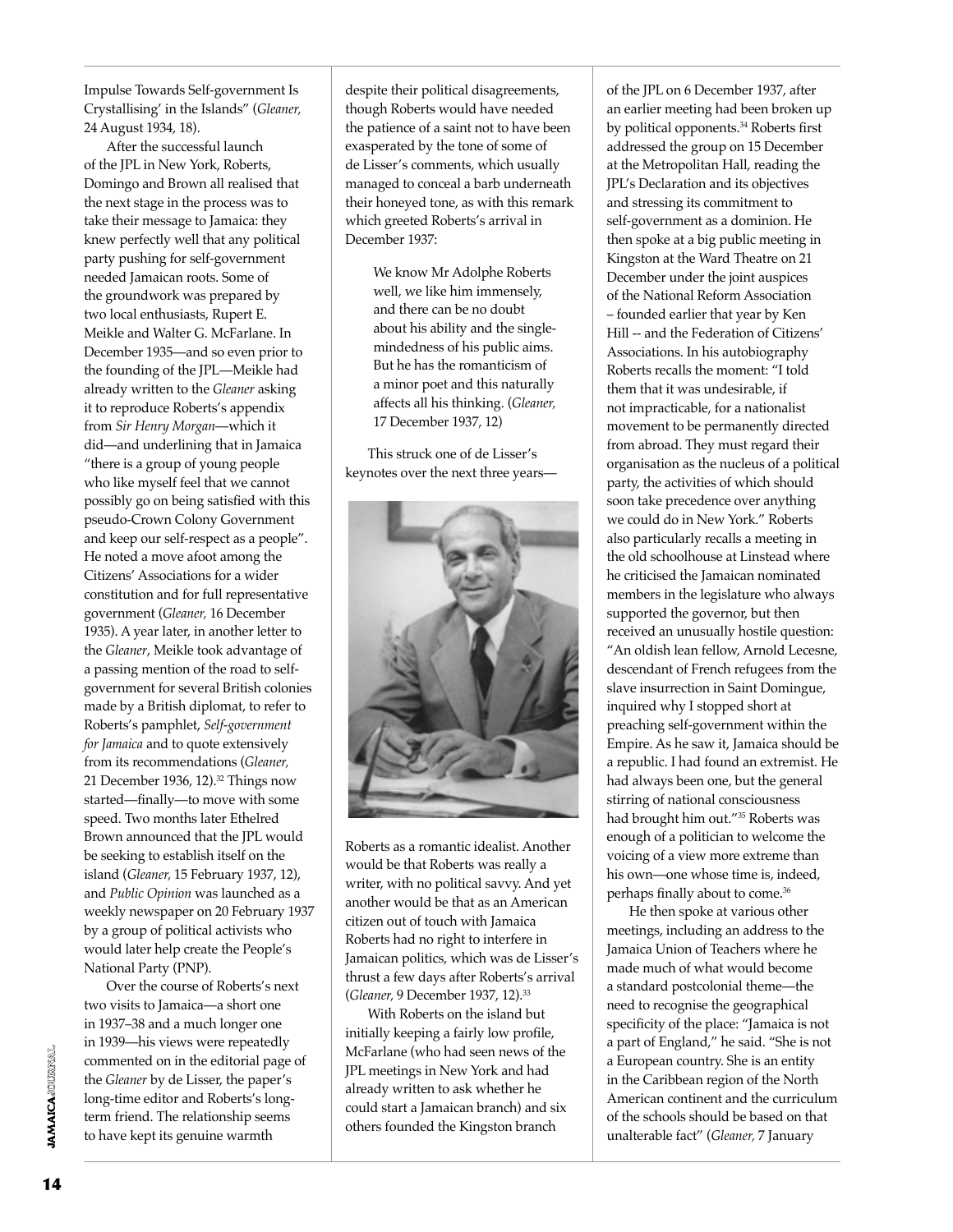Impulse Towards Self-government Is Crystallising' in the Islands" (*Gleaner,* 24 August 1934, 18).

After the successful launch of the JPL in New York, Roberts, Domingo and Brown all realised that the next stage in the process was to take their message to Jamaica: they knew perfectly well that any political party pushing for self-government needed Jamaican roots. Some of the groundwork was prepared by two local enthusiasts, Rupert E. Meikle and Walter G. McFarlane. In December 1935—and so even prior to the founding of the JPL—Meikle had already written to the *Gleaner* asking it to reproduce Roberts's appendix from *Sir Henry Morgan*—which it did—and underlining that in Jamaica "there is a group of young people who like myself feel that we cannot possibly go on being satisfied with this pseudo-Crown Colony Government and keep our self-respect as a people". He noted a move afoot among the Citizens' Associations for a wider constitution and for full representative government (*Gleaner,* 16 December 1935). A year later, in another letter to the *Gleaner*, Meikle took advantage of a passing mention of the road to self-government for several British colonies made by a British diplomat, to refer to Roberts's pamphlet, *Self-government for Jamaica* and to quote extensively from its recommendations (*Gleaner,* 21 December 1936, 12).[32] Things now started—finally—to move with some speed. Two months later Ethelred Brown announced that the JPL would be seeking to establish itself on the island (*Gleaner,* 15 February 1937, 12), and *Public Opinion* was launched as a weekly newspaper on 20 February 1937 by a group of political activists who would later help create the People's National Party (PNP).

Over the course of Roberts's next two visits to Jamaica—a short one in 1937–38 and a much longer one in 1939—his views were repeatedly commented on in the editorial page of the *Gleaner* by de Lisser, the paper's long-time editor and Roberts's long-term friend. The relationship seems to have kept its genuine warmth despite their political disagreements, though Roberts would have needed the patience of a saint not to have been exasperated by the tone of some of de Lisser's comments, which usually managed to conceal a barb underneath their honeyed tone, as with this remark which greeted Roberts's arrival in December 1937:

> We know Mr Adolphe Roberts well, we like him immensely, and there can be no doubt about his ability and the single-mindedness of his public aims. But he has the romanticism of a minor poet and this naturally affects all his thinking. (*Gleaner,* 17 December 1937, 12)

This struck one of de Lisser's keynotes over the next three years—Roberts as a romantic idealist. Another would be that Roberts was really a writer, with no political savvy. And yet another would be that as an American citizen out of touch with Jamaica Roberts had no right to interfere in Jamaican politics, which was de Lisser's thrust a few days after Roberts's arrival (*Gleaner,* 9 December 1937, 12).[33]

With Roberts on the island but initially keeping a fairly low profile, McFarlane (who had seen news of the JPL meetings in New York and had already written to ask whether he could start a Jamaican branch) and six others founded the Kingston branch of the JPL on 6 December 1937, after an earlier meeting had been broken up by political opponents.[34] Roberts first addressed the group on 15 December at the Metropolitan Hall, reading the JPL's Declaration and its objectives and stressing its commitment to self-government as a dominion. He then spoke at a big public meeting in Kingston at the Ward Theatre on 21 December under the joint auspices of the National Reform Association – founded earlier that year by Ken Hill -- and the Federation of Citizens' Associations. In his autobiography Roberts recalls the moment: "I told them that it was undesirable, if not impracticable, for a nationalist movement to be permanently directed from abroad. They must regard their organisation as the nucleus of a political party, the activities of which should soon take precedence over anything we could do in New York." Roberts also particularly recalls a meeting in the old schoolhouse at Linstead where he criticised the Jamaican nominated members in the legislature who always supported the governor, but then received an unusually hostile question: "An oldish lean fellow, Arnold Lecesne, descendant of French refugees from the slave insurrection in Saint Domingue, inquired why I stopped short at preaching self-government within the Empire. As he saw it, Jamaica should be a republic. I had found an extremist. He had always been one, but the general stirring of national consciousness had brought him out."[35] Roberts was enough of a politician to welcome the voicing of a view more extreme than his own—one whose time is, indeed, perhaps finally about to come.[36]

He then spoke at various other meetings, including an address to the Jamaica Union of Teachers where he made much of what would become a standard postcolonial theme—the need to recognise the geographical specificity of the place: "Jamaica is not a part of England," he said. "She is not a European country. She is an entity in the Caribbean region of the North American continent and the curriculum of the schools should be based on that unalterable fact" (*Gleaner,* 7 January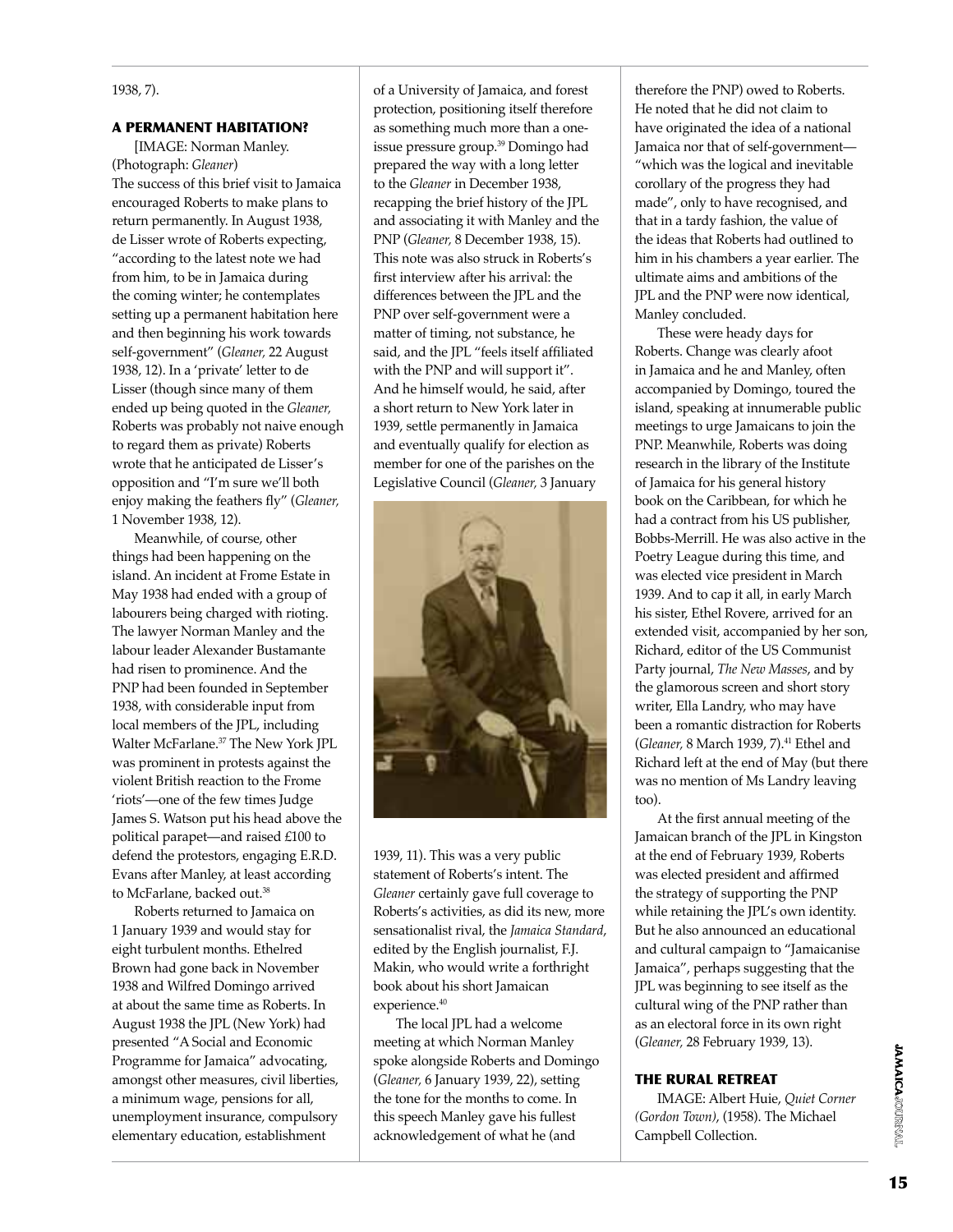1938, 7).

### A PERMANENT HABITATION?

[IMAGE: Norman Manley. (Photograph: *Gleaner*)

The success of this brief visit to Jamaica encouraged Roberts to make plans to return permanently. In August 1938, de Lisser wrote of Roberts expecting, "according to the latest note we had from him, to be in Jamaica during the coming winter; he contemplates setting up a permanent habitation here and then beginning his work towards self-government" (*Gleaner,* 22 August 1938, 12). In a 'private' letter to de Lisser (though since many of them ended up being quoted in the *Gleaner,* Roberts was probably not naive enough to regard them as private) Roberts wrote that he anticipated de Lisser's opposition and "I'm sure we'll both enjoy making the feathers fly" (*Gleaner,* 1 November 1938, 12).

Meanwhile, of course, other things had been happening on the island. An incident at Frome Estate in May 1938 had ended with a group of labourers being charged with rioting. The lawyer Norman Manley and the labour leader Alexander Bustamante had risen to prominence. And the PNP had been founded in September 1938, with considerable input from local members of the JPL, including Walter McFarlane.[37] The New York JPL was prominent in protests against the violent British reaction to the Frome 'riots'—one of the few times Judge James S. Watson put his head above the political parapet—and raised £100 to defend the protestors, engaging E.R.D. Evans after Manley, at least according to McFarlane, backed out.[38]

Roberts returned to Jamaica on 1 January 1939 and would stay for eight turbulent months. Ethelred Brown had gone back in November 1938 and Wilfred Domingo arrived at about the same time as Roberts. In August 1938 the JPL (New York) had presented "A Social and Economic Programme for Jamaica" advocating, amongst other measures, civil liberties, a minimum wage, pensions for all, unemployment insurance, compulsory elementary education, establishment of a University of Jamaica, and forest protection, positioning itself therefore as something much more than a one-issue pressure group.[39] Domingo had prepared the way with a long letter to the *Gleaner* in December 1938, recapping the brief history of the JPL and associating it with Manley and the PNP (*Gleaner,* 8 December 1938, 15). This note was also struck in Roberts's first interview after his arrival: the differences between the JPL and the PNP over self-government were a matter of timing, not substance, he said, and the JPL "feels itself affiliated with the PNP and will support it". And he himself would, he said, after a short return to New York later in 1939, settle permanently in Jamaica and eventually qualify for election as member for one of the parishes on the Legislative Council (*Gleaner,* 3 January 1939, 11). This was a very public statement of Roberts's intent. The *Gleaner* certainly gave full coverage to Roberts's activities, as did its new, more sensationalist rival, the *Jamaica Standard*, edited by the English journalist, F.J. Makin, who would write a forthright book about his short Jamaican experience.[40]

The local JPL had a welcome meeting at which Norman Manley spoke alongside Roberts and Domingo (*Gleaner,* 6 January 1939, 22), setting the tone for the months to come. In this speech Manley gave his fullest acknowledgement of what he (and therefore the PNP) owed to Roberts. He noted that he did not claim to have originated the idea of a national Jamaica nor that of self-government—"which was the logical and inevitable corollary of the progress they had made", only to have recognised, and that in a tardy fashion, the value of the ideas that Roberts had outlined to him in his chambers a year earlier. The ultimate aims and ambitions of the JPL and the PNP were now identical, Manley concluded.

These were heady days for Roberts. Change was clearly afoot in Jamaica and he and Manley, often accompanied by Domingo, toured the island, speaking at innumerable public meetings to urge Jamaicans to join the PNP. Meanwhile, Roberts was doing research in the library of the Institute of Jamaica for his general history book on the Caribbean, for which he had a contract from his US publisher, Bobbs-Merrill. He was also active in the Poetry League during this time, and was elected vice president in March 1939. And to cap it all, in early March his sister, Ethel Rovere, arrived for an extended visit, accompanied by her son, Richard, editor of the US Communist Party journal, *The New Masses*, and by the glamorous screen and short story writer, Ella Landry, who may have been a romantic distraction for Roberts (*Gleaner,* 8 March 1939, 7).[41] Ethel and Richard left at the end of May (but there was no mention of Ms Landry leaving too).

At the first annual meeting of the Jamaican branch of the JPL in Kingston at the end of February 1939, Roberts was elected president and affirmed the strategy of supporting the PNP while retaining the JPL's own identity. But he also announced an educational and cultural campaign to "Jamaicanise Jamaica", perhaps suggesting that the JPL was beginning to see itself as the cultural wing of the PNP rather than as an electoral force in its own right (*Gleaner,* 28 February 1939, 13).

### THE RURAL RETREAT

IMAGE: Albert Huie, *Quiet Corner (Gordon Town)*, (1958). The Michael Campbell Collection.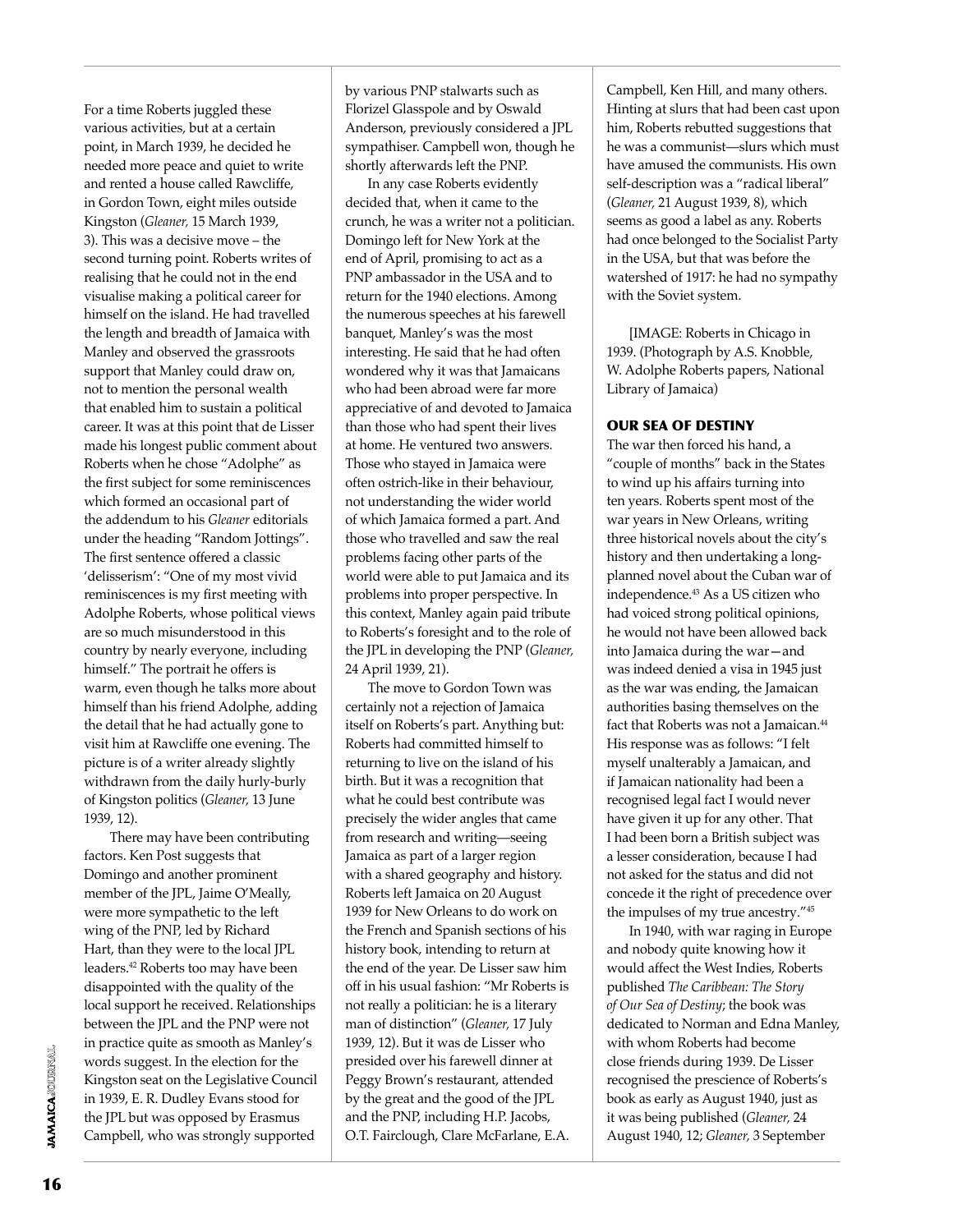For a time Roberts juggled these various activities, but at a certain point, in March 1939, he decided he needed more peace and quiet to write and rented a house called Rawcliffe, in Gordon Town, eight miles outside Kingston (*Gleaner,* 15 March 1939, 3). This was a decisive move – the second turning point. Roberts writes of realising that he could not in the end visualise making a political career for himself on the island. He had travelled the length and breadth of Jamaica with Manley and observed the grassroots support that Manley could draw on, not to mention the personal wealth that enabled him to sustain a political career. It was at this point that de Lisser made his longest public comment about Roberts when he chose "Adolphe" as the first subject for some reminiscences which formed an occasional part of the addendum to his *Gleaner* editorials under the heading "Random Jottings". The first sentence offered a classic 'delisserism': "One of my most vivid reminiscences is my first meeting with Adolphe Roberts, whose political views are so much misunderstood in this country by nearly everyone, including himself." The portrait he offers is warm, even though he talks more about himself than his friend Adolphe, adding the detail that he had actually gone to visit him at Rawcliffe one evening. The picture is of a writer already slightly withdrawn from the daily hurly-burly of Kingston politics (*Gleaner,* 13 June 1939, 12).

There may have been contributing factors. Ken Post suggests that Domingo and another prominent member of the JPL, Jaime O'Meally, were more sympathetic to the left wing of the PNP, led by Richard Hart, than they were to the local JPL leaders.[42] Roberts too may have been disappointed with the quality of the local support he received. Relationships between the JPL and the PNP were not in practice quite as smooth as Manley's words suggest. In the election for the Kingston seat on the Legislative Council in 1939, E. R. Dudley Evans stood for the JPL but was opposed by Erasmus Campbell, who was strongly supported by various PNP stalwarts such as Florizel Glasspole and by Oswald Anderson, previously considered a JPL sympathiser. Campbell won, though he shortly afterwards left the PNP.

In any case Roberts evidently decided that, when it came to the crunch, he was a writer not a politician. Domingo left for New York at the end of April, promising to act as a PNP ambassador in the USA and to return for the 1940 elections. Among the numerous speeches at his farewell banquet, Manley's was the most interesting. He said that he had often wondered why it was that Jamaicans who had been abroad were far more appreciative of and devoted to Jamaica than those who had spent their lives at home. He ventured two answers. Those who stayed in Jamaica were often ostrich-like in their behaviour, not understanding the wider world of which Jamaica formed a part. And those who travelled and saw the real problems facing other parts of the world were able to put Jamaica and its problems into proper perspective. In this context, Manley again paid tribute to Roberts's foresight and to the role of the JPL in developing the PNP (*Gleaner,* 24 April 1939, 21).

The move to Gordon Town was certainly not a rejection of Jamaica itself on Roberts's part. Anything but: Roberts had committed himself to returning to live on the island of his birth. But it was a recognition that what he could best contribute was precisely the wider angles that came from research and writing—seeing Jamaica as part of a larger region with a shared geography and history. Roberts left Jamaica on 20 August 1939 for New Orleans to do work on the French and Spanish sections of his history book, intending to return at the end of the year. De Lisser saw him off in his usual fashion: "Mr Roberts is not really a politician: he is a literary man of distinction" (*Gleaner,* 17 July 1939, 12). But it was de Lisser who presided over his farewell dinner at Peggy Brown's restaurant, attended by the great and the good of the JPL and the PNP, including H.P. Jacobs, O.T. Fairclough, Clare McFarlane, E.A. Campbell, Ken Hill, and many others. Hinting at slurs that had been cast upon him, Roberts rebutted suggestions that he was a communist—slurs which must have amused the communists. His own self-description was a "radical liberal" (*Gleaner,* 21 August 1939, 8), which seems as good a label as any. Roberts had once belonged to the Socialist Party in the USA, but that was before the watershed of 1917: he had no sympathy with the Soviet system.

[IMAGE: Roberts in Chicago in 1939. (Photograph by A.S. Knobble, W. Adolphe Roberts papers, National Library of Jamaica)

## OUR SEA OF DESTINY

The war then forced his hand, a "couple of months" back in the States to wind up his affairs turning into ten years. Roberts spent most of the war years in New Orleans, writing three historical novels about the city's history and then undertaking a long-planned novel about the Cuban war of independence.[43] As a US citizen who had voiced strong political opinions, he would not have been allowed back into Jamaica during the war—and was indeed denied a visa in 1945 just as the war was ending, the Jamaican authorities basing themselves on the fact that Roberts was not a Jamaican.[44] His response was as follows: "I felt myself unalterably a Jamaican, and if Jamaican nationality had been a recognised legal fact I would never have given it up for any other. That I had been born a British subject was a lesser consideration, because I had not asked for the status and did not concede it the right of precedence over the impulses of my true ancestry."[45]

In 1940, with war raging in Europe and nobody quite knowing how it would affect the West Indies, Roberts published *The Caribbean: The Story of Our Sea of Destiny*; the book was dedicated to Norman and Edna Manley, with whom Roberts had become close friends during 1939. De Lisser recognised the prescience of Roberts's book as early as August 1940, just as it was being published (*Gleaner,* 24 August 1940, 12; *Gleaner,* 3 September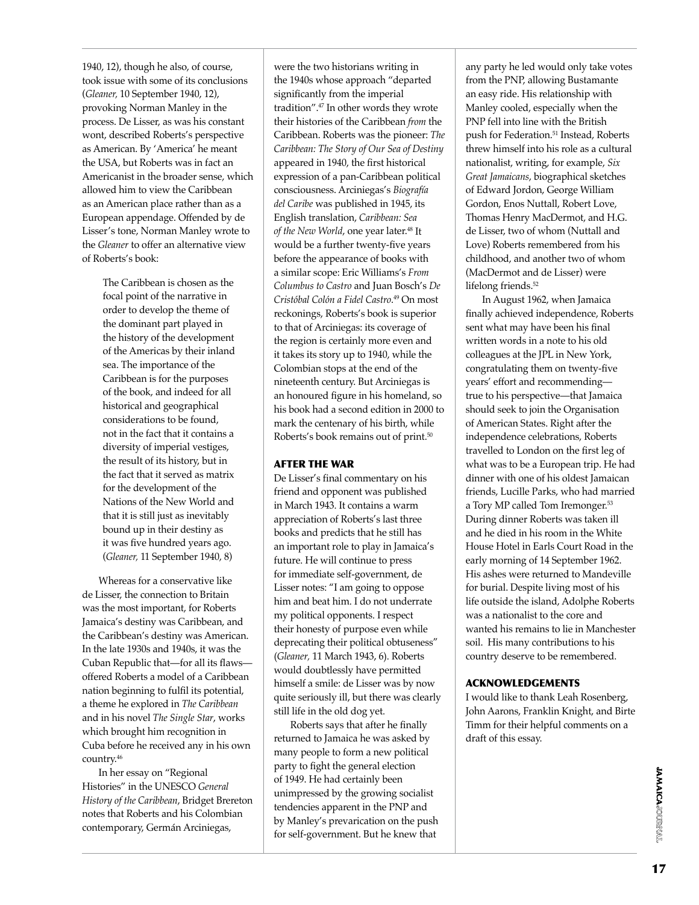1940, 12), though he also, of course, took issue with some of its conclusions (*Gleaner,* 10 September 1940, 12), provoking Norman Manley in the process. De Lisser, as was his constant wont, described Roberts's perspective as American. By 'America' he meant the USA, but Roberts was in fact an Americanist in the broader sense, which allowed him to view the Caribbean as an American place rather than as a European appendage. Offended by de Lisser's tone, Norman Manley wrote to the *Gleaner* to offer an alternative view of Roberts's book:

> The Caribbean is chosen as the focal point of the narrative in order to develop the theme of the dominant part played in the history of the development of the Americas by their inland sea. The importance of the Caribbean is for the purposes of the book, and indeed for all historical and geographical considerations to be found, not in the fact that it contains a diversity of imperial vestiges, the result of its history, but in the fact that it served as matrix for the development of the Nations of the New World and that it is still just as inevitably bound up in their destiny as it was five hundred years ago. (*Gleaner,* 11 September 1940, 8)

Whereas for a conservative like de Lisser, the connection to Britain was the most important, for Roberts Jamaica's destiny was Caribbean, and the Caribbean's destiny was American. In the late 1930s and 1940s, it was the Cuban Republic that—for all its flaws—offered Roberts a model of a Caribbean nation beginning to fulfil its potential, a theme he explored in *The Caribbean* and in his novel *The Single Star*, works which brought him recognition in Cuba before he received any in his own country.[46]

In her essay on "Regional Histories" in the UNESCO *General History of the Caribbean*, Bridget Brereton notes that Roberts and his Colombian contemporary, Germán Arciniegas, were the two historians writing in the 1940s whose approach "departed significantly from the imperial tradition".[47] In other words they wrote their histories of the Caribbean *from* the Caribbean. Roberts was the pioneer: *The Caribbean: The Story of Our Sea of Destiny* appeared in 1940, the first historical expression of a pan-Caribbean political consciousness. Arciniegas's *Biografía del Caribe* was published in 1945, its English translation, *Caribbean: Sea of the New World*, one year later.[48] It would be a further twenty-five years before the appearance of books with a similar scope: Eric Williams's *From Columbus to Castro* and Juan Bosch's *De Cristóbal Colón a Fidel Castro*.[49] On most reckonings, Roberts's book is superior to that of Arciniegas: its coverage of the region is certainly more even and it takes its story up to 1940, while the Colombian stops at the end of the nineteenth century. But Arciniegas is an honoured figure in his homeland, so his book had a second edition in 2000 to mark the centenary of his birth, while Roberts's book remains out of print.[50]

## AFTER THE WAR

De Lisser's final commentary on his friend and opponent was published in March 1943. It contains a warm appreciation of Roberts's last three books and predicts that he still has an important role to play in Jamaica's future. He will continue to press for immediate self-government, de Lisser notes: "I am going to oppose him and beat him. I do not underrate my political opponents. I respect their honesty of purpose even while deprecating their political obtuseness" (*Gleaner,* 11 March 1943, 6). Roberts would doubtlessly have permitted himself a smile: de Lisser was by now quite seriously ill, but there was clearly still life in the old dog yet.

Roberts says that after he finally returned to Jamaica he was asked by many people to form a new political party to fight the general election of 1949. He had certainly been unimpressed by the growing socialist tendencies apparent in the PNP and by Manley's prevarication on the push for self-government. But he knew that any party he led would only take votes from the PNP, allowing Bustamante an easy ride. His relationship with Manley cooled, especially when the PNP fell into line with the British push for Federation.[51] Instead, Roberts threw himself into his role as a cultural nationalist, writing, for example, *Six Great Jamaicans*, biographical sketches of Edward Jordon, George William Gordon, Enos Nuttall, Robert Love, Thomas Henry MacDermot, and H.G. de Lisser, two of whom (Nuttall and Love) Roberts remembered from his childhood, and another two of whom (MacDermot and de Lisser) were lifelong friends.[52]

In August 1962, when Jamaica finally achieved independence, Roberts sent what may have been his final written words in a note to his old colleagues at the JPL in New York, congratulating them on twenty-five years' effort and recommending—true to his perspective—that Jamaica should seek to join the Organisation of American States. Right after the independence celebrations, Roberts travelled to London on the first leg of what was to be a European trip. He had dinner with one of his oldest Jamaican friends, Lucille Parks, who had married a Tory MP called Tom Iremonger.[53] During dinner Roberts was taken ill and he died in his room in the White House Hotel in Earls Court Road in the early morning of 14 September 1962. His ashes were returned to Mandeville for burial. Despite living most of his life outside the island, Adolphe Roberts was a nationalist to the core and wanted his remains to lie in Manchester soil. His many contributions to his country deserve to be remembered.

## ACKNOWLEDGEMENTS

I would like to thank Leah Rosenberg, John Aarons, Franklin Knight, and Birte Timm for their helpful comments on a draft of this essay.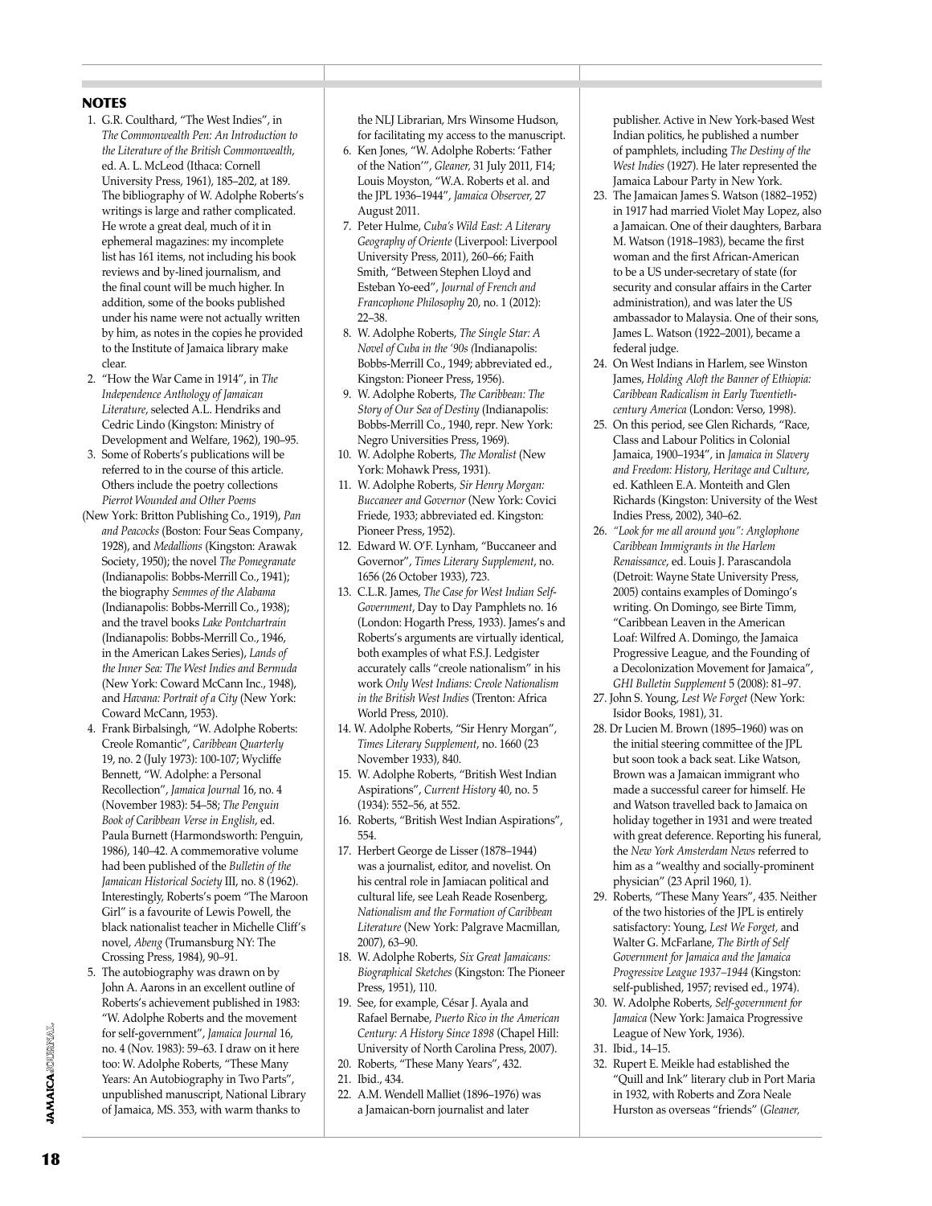## NOTES

1. G.R. Coulthard, "The West Indies", in *The Commonwealth Pen: An Introduction to the Literature of the British Commonwealth*, ed. A. L. McLeod (Ithaca: Cornell University Press, 1961), 185–202, at 189. The bibliography of W. Adolphe Roberts's writings is large and rather complicated. He wrote a great deal, much of it in ephemeral magazines: my incomplete list has 161 items, not including his book reviews and by-lined journalism, and the final count will be much higher. In addition, some of the books published under his name were not actually written by him, as notes in the copies he provided to the Institute of Jamaica library make clear.
2. "How the War Came in 1914", in *The Independence Anthology of Jamaican Literature*, selected A.L. Hendriks and Cedric Lindo (Kingston: Ministry of Development and Welfare, 1962), 190–95.
3. Some of Roberts's publications will be referred to in the course of this article. Others include the poetry collections *Pierrot Wounded and Other Poems* (New York: Britton Publishing Co., 1919), *Pan and Peacocks* (Boston: Four Seas Company, 1928), and *Medallions* (Kingston: Arawak Society, 1950); the novel *The Pomegranate* (Indianapolis: Bobbs-Merrill Co., 1941); the biography *Semmes of the Alabama* (Indianapolis: Bobbs-Merrill Co., 1938); and the travel books *Lake Pontchartrain* (Indianapolis: Bobbs-Merrill Co., 1946, in the American Lakes Series), *Lands of the Inner Sea: The West Indies and Bermuda* (New York: Coward McCann Inc., 1948), and *Havana: Portrait of a City* (New York: Coward McCann, 1953).
4. Frank Birbalsingh, "W. Adolphe Roberts: Creole Romantic", *Caribbean Quarterly* 19, no. 2 (July 1973): 100-107; Wycliffe Bennett, "W. Adolphe: a Personal Recollection", *Jamaica Journal* 16, no. 4 (November 1983): 54–58; *The Penguin Book of Caribbean Verse in English*, ed. Paula Burnett (Harmondsworth: Penguin, 1986), 140–42. A commemorative volume had been published of the *Bulletin of the Jamaican Historical Society* III, no. 8 (1962). Interestingly, Roberts's poem "The Maroon Girl" is a favourite of Lewis Powell, the black nationalist teacher in Michelle Cliff's novel, *Abeng* (Trumansburg NY: The Crossing Press, 1984), 90–91.
5. The autobiography was drawn on by John A. Aarons in an excellent outline of Roberts's achievement published in 1983: "W. Adolphe Roberts and the movement for self-government", *Jamaica Journal* 16, no. 4 (Nov. 1983): 59–63. I draw on it here too: W. Adolphe Roberts, "These Many Years: An Autobiography in Two Parts", unpublished manuscript, National Library of Jamaica, MS. 353, with warm thanks to the NLJ Librarian, Mrs Winsome Hudson, for facilitating my access to the manuscript.
6. Ken Jones, "W. Adolphe Roberts: 'Father of the Nation'", *Gleaner*, 31 July 2011, F14; Louis Moyston, "W.A. Roberts et al. and the JPL 1936–1944", *Jamaica Observer*, 27 August 2011.
7. Peter Hulme, *Cuba's Wild East: A Literary Geography of Oriente* (Liverpool: Liverpool University Press, 2011), 260–66; Faith Smith, "Between Stephen Lloyd and Esteban Yo-eed", *Journal of French and Francophone Philosophy* 20, no. 1 (2012): 22–38.
8. W. Adolphe Roberts, *The Single Star: A Novel of Cuba in the '90s* (Indianapolis: Bobbs-Merrill Co., 1949; abbreviated ed., Kingston: Pioneer Press, 1956).
9. W. Adolphe Roberts, *The Caribbean: The Story of Our Sea of Destiny* (Indianapolis: Bobbs-Merrill Co., 1940, repr. New York: Negro Universities Press, 1969).
10. W. Adolphe Roberts, *The Moralist* (New York: Mohawk Press, 1931).
11. W. Adolphe Roberts, *Sir Henry Morgan: Buccaneer and Governor* (New York: Covici Friede, 1933; abbreviated ed. Kingston: Pioneer Press, 1952).
12. Edward W. O'F. Lynham, "Buccaneer and Governor", *Times Literary Supplement*, no. 1656 (26 October 1933), 723.
13. C.L.R. James, *The Case for West Indian Self-Government*, Day to Day Pamphlets no. 16 (London: Hogarth Press, 1933). James's and Roberts's arguments are virtually identical, both examples of what F.S.J. Ledgister accurately calls "creole nationalism" in his work *Only West Indians: Creole Nationalism in the British West Indies* (Trenton: Africa World Press, 2010).
14. W. Adolphe Roberts, "Sir Henry Morgan", *Times Literary Supplement*, no. 1660 (23 November 1933), 840.
15. W. Adolphe Roberts, "British West Indian Aspirations", *Current History* 40, no. 5 (1934): 552–56, at 552.
16. Roberts, "British West Indian Aspirations", 554.
17. Herbert George de Lisser (1878–1944) was a journalist, editor, and novelist. On his central role in Jamaican political and cultural life, see Leah Reade Rosenberg, *Nationalism and the Formation of Caribbean Literature* (New York: Palgrave Macmillan, 2007), 63–90.
18. W. Adolphe Roberts, *Six Great Jamaicans: Biographical Sketches* (Kingston: The Pioneer Press, 1951), 110.
19. See, for example, César J. Ayala and Rafael Bernabe, *Puerto Rico in the American Century: A History Since 1898* (Chapel Hill: University of North Carolina Press, 2007).
20. Roberts, "These Many Years", 432.
21. Ibid., 434.
22. A.M. Wendell Malliet (1896–1976) was a Jamaican-born journalist and later publisher. Active in New York-based West Indian politics, he published a number of pamphlets, including *The Destiny of the West Indies* (1927). He later represented the Jamaica Labour Party in New York.
23. The Jamaican James S. Watson (1882–1952) in 1917 had married Violet May Lopez, also a Jamaican. One of their daughters, Barbara M. Watson (1918–1983), became the first woman and the first African-American to be a US under-secretary of state (for security and consular affairs in the Carter administration), and was later the US ambassador to Malaysia. One of their sons, James L. Watson (1922–2001), became a federal judge.
24. On West Indians in Harlem, see Winston James, *Holding Aloft the Banner of Ethiopia: Caribbean Radicalism in Early Twentieth-century America* (London: Verso, 1998).
25. On this period, see Glen Richards, "Race, Class and Labour Politics in Colonial Jamaica, 1900–1934", in *Jamaica in Slavery and Freedom: History, Heritage and Culture*, ed. Kathleen E.A. Monteith and Glen Richards (Kingston: University of the West Indies Press, 2002), 340–62.
26. *"Look for me all around you": Anglophone Caribbean Immigrants in the Harlem Renaissance*, ed. Louis J. Parascandola (Detroit: Wayne State University Press, 2005) contains examples of Domingo's writing. On Domingo, see Birte Timm, "Caribbean Leaven in the American Loaf: Wilfred A. Domingo, the Jamaica Progressive League, and the Founding of a Decolonization Movement for Jamaica", *GHI Bulletin Supplement* 5 (2008): 81–97.
27. John S. Young, *Lest We Forget* (New York: Isidor Books, 1981), 31.
28. Dr Lucien M. Brown (1895–1960) was on the initial steering committee of the JPL but soon took a back seat. Like Watson, Brown was a Jamaican immigrant who made a successful career for himself. He and Watson travelled back to Jamaica on holiday together in 1931 and were treated with great deference. Reporting his funeral, the *New York Amsterdam News* referred to him as a "wealthy and socially-prominent physician" (23 April 1960, 1).
29. Roberts, "These Many Years", 435. Neither of the two histories of the JPL is entirely satisfactory: Young, *Lest We Forget*, and Walter G. McFarlane, *The Birth of Self Government for Jamaica and the Jamaica Progressive League 1937–1944* (Kingston: self-published, 1957; revised ed., 1974).
30. W. Adolphe Roberts, *Self-government for Jamaica* (New York: Jamaica Progressive League of New York, 1936).
31. Ibid., 14–15.
32. Rupert E. Meikle had established the "Quill and Ink" literary club in Port Maria in 1932, with Roberts and Zora Neale Hurston as overseas "friends" (*Gleaner,*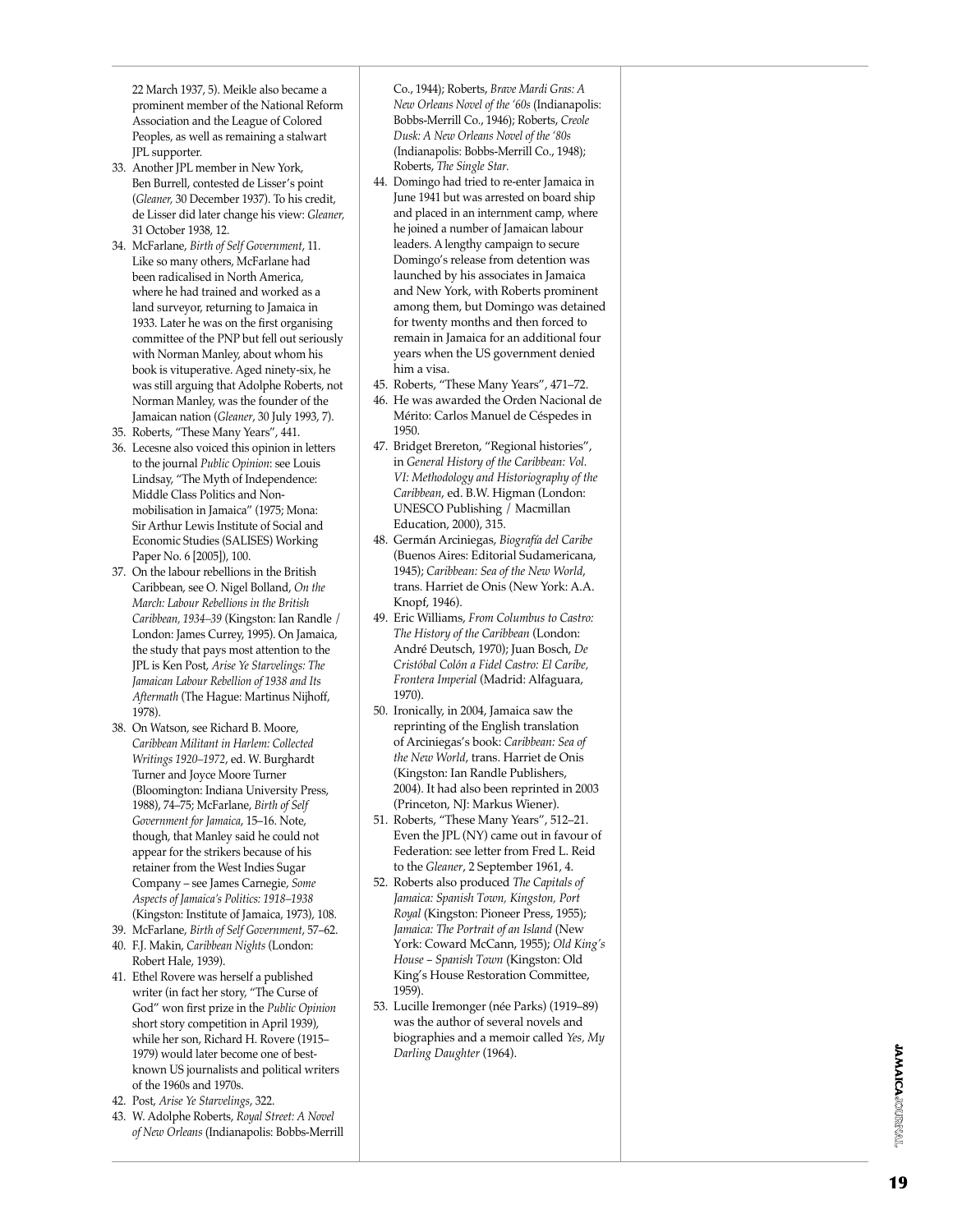22 March 1937, 5). Meikle also became a prominent member of the National Reform Association and the League of Colored Peoples, as well as remaining a stalwart JPL supporter.

33. Another JPL member in New York, Ben Burrell, contested de Lisser's point (*Gleaner*, 30 December 1937). To his credit, de Lisser did later change his view: *Gleaner*, 31 October 1938, 12.
34. McFarlane, *Birth of Self Government*, 11. Like so many others, McFarlane had been radicalised in North America, where he had trained and worked as a land surveyor, returning to Jamaica in 1933. Later he was on the first organising committee of the PNP but fell out seriously with Norman Manley, about whom his book is vituperative. Aged ninety-six, he was still arguing that Adolphe Roberts, not Norman Manley, was the founder of the Jamaican nation (*Gleaner*, 30 July 1993, 7).
35. Roberts, "These Many Years", 441.
36. Lecesne also voiced this opinion in letters to the journal *Public Opinion*: see Louis Lindsay, "The Myth of Independence: Middle Class Politics and Non-mobilisation in Jamaica" (1975; Mona: Sir Arthur Lewis Institute of Social and Economic Studies (SALISES) Working Paper No. 6 [2005]), 100.
37. On the labour rebellions in the British Caribbean, see O. Nigel Bolland, *On the March: Labour Rebellions in the British Caribbean, 1934–39* (Kingston: Ian Randle / London: James Currey, 1995). On Jamaica, the study that pays most attention to the JPL is Ken Post, *Arise Ye Starvelings: The Jamaican Labour Rebellion of 1938 and Its Aftermath* (The Hague: Martinus Nijhoff, 1978).
38. On Watson, see Richard B. Moore, *Caribbean Militant in Harlem: Collected Writings 1920–1972*, ed. W. Burghardt Turner and Joyce Moore Turner (Bloomington: Indiana University Press, 1988), 74–75; McFarlane, *Birth of Self Government for Jamaica*, 15–16. Note, though, that Manley said he could not appear for the strikers because of his retainer from the West Indies Sugar Company – see James Carnegie, *Some Aspects of Jamaica's Politics: 1918–1938* (Kingston: Institute of Jamaica, 1973), 108.
39. McFarlane, *Birth of Self Government*, 57–62.
40. F.J. Makin, *Caribbean Nights* (London: Robert Hale, 1939).
41. Ethel Rovere was herself a published writer (in fact her story, "The Curse of God" won first prize in the *Public Opinion* short story competition in April 1939), while her son, Richard H. Rovere (1915–1979) would later become one of best-known US journalists and political writers of the 1960s and 1970s.
42. Post, *Arise Ye Starvelings*, 322.
43. W. Adolphe Roberts, *Royal Street: A Novel of New Orleans* (Indianapolis: Bobbs-Merrill Co., 1944); Roberts, *Brave Mardi Gras: A New Orleans Novel of the '60s* (Indianapolis: Bobbs-Merrill Co., 1946); Roberts, *Creole Dusk: A New Orleans Novel of the '80s* (Indianapolis: Bobbs-Merrill Co., 1948); Roberts, *The Single Star.*
44. Domingo had tried to re-enter Jamaica in June 1941 but was arrested on board ship and placed in an internment camp, where he joined a number of Jamaican labour leaders. A lengthy campaign to secure Domingo's release from detention was launched by his associates in Jamaica and New York, with Roberts prominent among them, but Domingo was detained for twenty months and then forced to remain in Jamaica for an additional four years when the US government denied him a visa.
45. Roberts, "These Many Years", 471–72.
46. He was awarded the Orden Nacional de Mérito: Carlos Manuel de Céspedes in 1950.
47. Bridget Brereton, "Regional histories", in *General History of the Caribbean: Vol. VI: Methodology and Historiography of the Caribbean*, ed. B.W. Higman (London: UNESCO Publishing / Macmillan Education, 2000), 315.
48. Germán Arciniegas, *Biografía del Caribe* (Buenos Aires: Editorial Sudamericana, 1945); *Caribbean: Sea of the New World*, trans. Harriet de Onis (New York: A.A. Knopf, 1946).
49. Eric Williams, *From Columbus to Castro: The History of the Caribbean* (London: André Deutsch, 1970); Juan Bosch, *De Cristóbal Colón a Fidel Castro: El Caribe, Frontera Imperial* (Madrid: Alfaguara, 1970).
50. Ironically, in 2004, Jamaica saw the reprinting of the English translation of Arciniegas's book: *Caribbean: Sea of the New World*, trans. Harriet de Onis (Kingston: Ian Randle Publishers, 2004). It had also been reprinted in 2003 (Princeton, NJ: Markus Wiener).
51. Roberts, "These Many Years", 512–21. Even the JPL (NY) came out in favour of Federation: see letter from Fred L. Reid to the *Gleaner*, 2 September 1961, 4.
52. Roberts also produced *The Capitals of Jamaica: Spanish Town, Kingston, Port Royal* (Kingston: Pioneer Press, 1955); *Jamaica: The Portrait of an Island* (New York: Coward McCann, 1955); *Old King's House – Spanish Town* (Kingston: Old King's House Restoration Committee, 1959).
53. Lucille Iremonger (née Parks) (1919–89) was the author of several novels and biographies and a memoir called *Yes, My Darling Daughter* (1964).